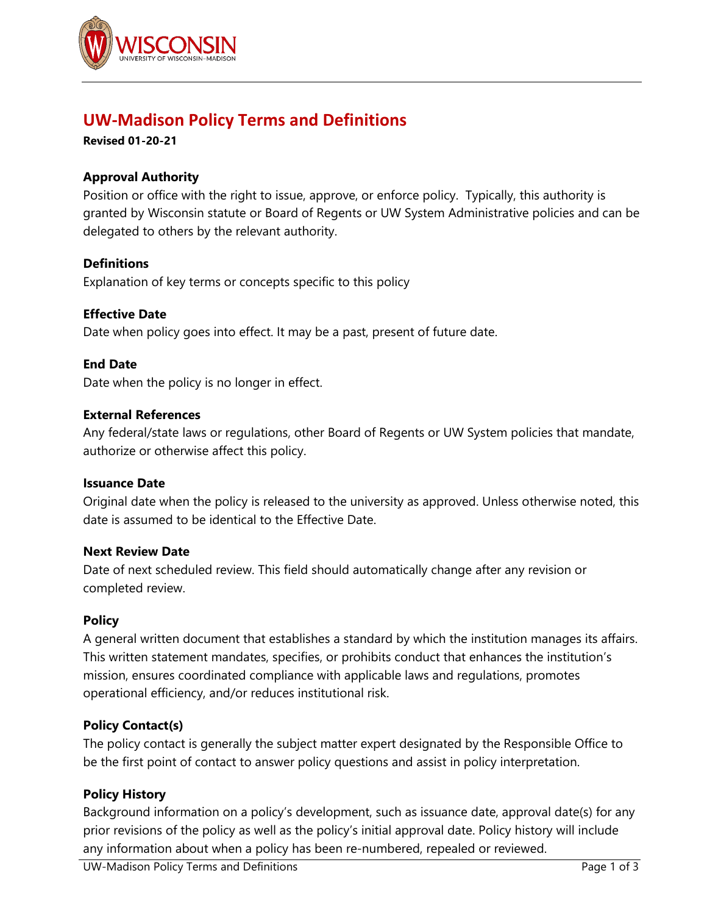# UW-Madison Policy Terms and Definitions

**Revised 01-20-21**

### Approval Authority

Position or office with the right to issue, approve, or enforce policy. Typically, this authority is granted by Wisconsin statute or Board of Regents or UW System Administrative policies and can be delegated to others by the relevant authority.

### Definitions

Explanation of key terms or concepts specific to this policy

### Effective Date

Date when policy goes into effect. It may be a past, present of future date.

### End Date

Date when the policy is no longer in effect.

### External References

Any federal/state laws or regulations, other Board of Regents or UW System policies that mandate, authorize or otherwise affect this policy.

### Issuance Date

Original date when the policy is released to the university as approved. Unless otherwise noted, this date is assumed to be identical to the Effective Date.

### Next Review Date

Date of next scheduled review. This field should automatically change after any revision or completed review.

### Policy

A general written document that establishes a standard by which the institution manages its affairs. This written statement mandates, specifies, or prohibits conduct that enhances the institution's mission, ensures coordinated compliance with applicable laws and regulations, promotes operational efficiency, and/or reduces institutional risk.

### Policy Contact(s)

The policy contact is generally the subject matter expert designated by the Responsible Office to be the first point of contact to answer policy questions and assist in policy interpretation.

### Policy History

Background information on a policy's development, such as issuance date, approval date(s) for any prior revisions of the policy as well as the policy's initial approval date. Policy history will include any information about when a policy has been re-numbered, repealed or reviewed.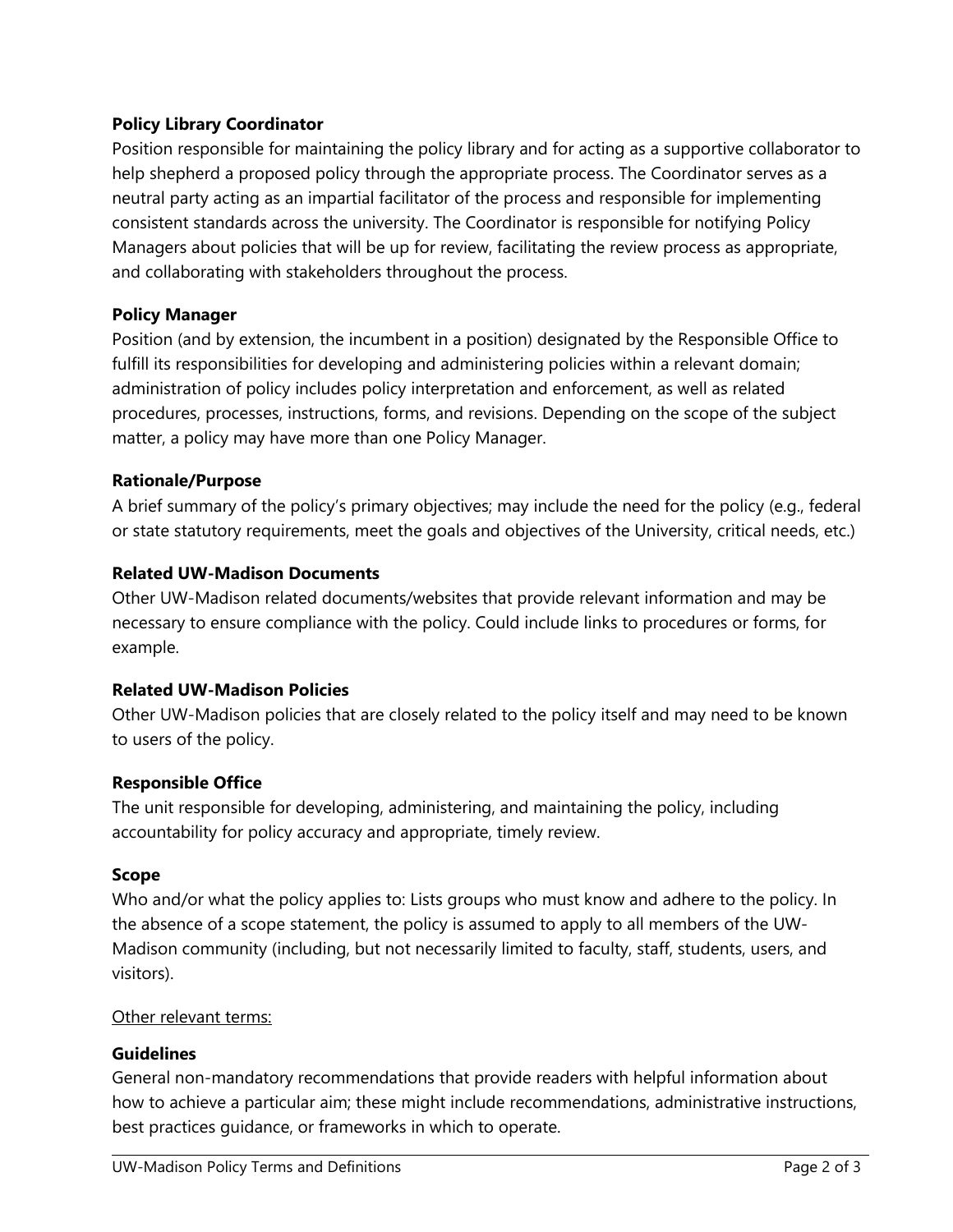**Policy Library Coordinator**

Position responsible for maintaining the policy library and for acting as a supportive collaborator to help shepherd a proposed policy through the appropriate process. The Coordinator serves as a neutral party acting as an impartial facilitator of the process and responsible for implementing consistent standards across the university. The Coordinator is responsible for notifying Policy Managers about policies that will be up for review, facilitating the review process as appropriate, and collaborating with stakeholders throughout the process.

**Policy Manager**

Position (and by extension, the incumbent in a position) designated by the Responsible Office to fulfill its responsibilities for developing and administering policies within a relevant domain; administration of policy includes policy interpretation and enforcement, as well as related procedures, processes, instructions, forms, and revisions. Depending on the scope of the subject matter, a policy may have more than one Policy Manager.

**Rationale/Purpose**

A brief summary of the policy's primary objectives; may include the need for the policy (e.g., federal or state statutory requirements, meet the goals and objectives of the University, critical needs, etc.)

**Related UW-Madison Documents**

Other UW-Madison related documents/websites that provide relevant information and may be necessary to ensure compliance with the policy. Could include links to procedures or forms, for example.

**Related UW-Madison Policies**

Other UW-Madison policies that are closely related to the policy itself and may need to be known to users of the policy.

**Responsible Office**

The unit responsible for developing, administering, and maintaining the policy, including accountability for policy accuracy and appropriate, timely review.

**Scope**

Who and/or what the policy applies to: Lists groups who must know and adhere to the policy. In the absence of a scope statement, the policy is assumed to apply to all members of the UW-Madison community (including, but not necessarily limited to faculty, staff, students, users, and visitors).

<u>Other relevant terms:</u>

**Guidelines**

General non-mandatory recommendations that provide readers with helpful information about how to achieve a particular aim; these might include recommendations, administrative instructions, best practices guidance, or frameworks in which to operate.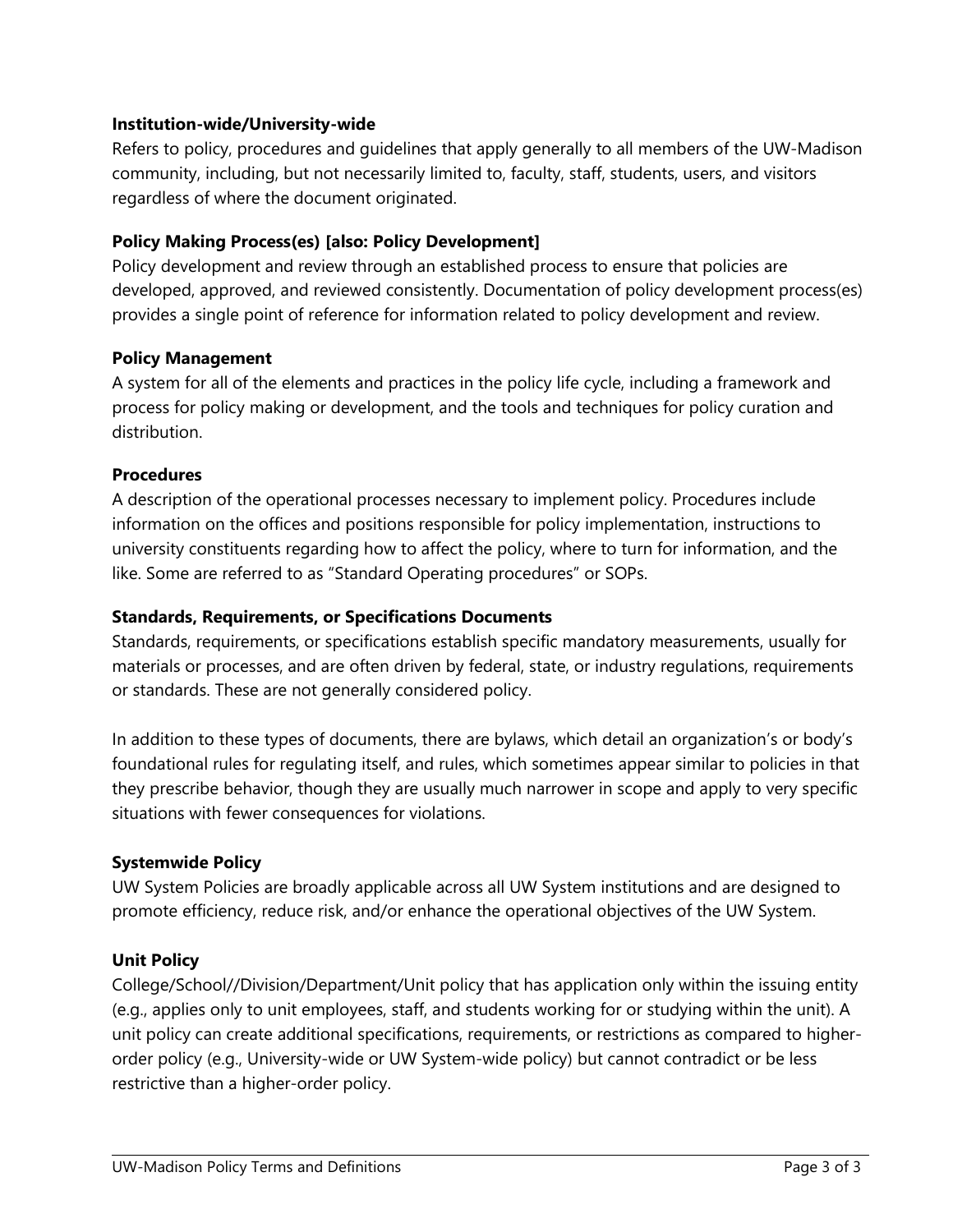**Institution-wide/University-wide**

Refers to policy, procedures and guidelines that apply generally to all members of the UW-Madison community, including, but not necessarily limited to, faculty, staff, students, users, and visitors regardless of where the document originated.

**Policy Making Process(es) [also: Policy Development]**

Policy development and review through an established process to ensure that policies are developed, approved, and reviewed consistently. Documentation of policy development process(es) provides a single point of reference for information related to policy development and review.

**Policy Management**

A system for all of the elements and practices in the policy life cycle, including a framework and process for policy making or development, and the tools and techniques for policy curation and distribution.

**Procedures**

A description of the operational processes necessary to implement policy. Procedures include information on the offices and positions responsible for policy implementation, instructions to university constituents regarding how to affect the policy, where to turn for information, and the like. Some are referred to as "Standard Operating procedures" or SOPs.

**Standards, Requirements, or Specifications Documents**

Standards, requirements, or specifications establish specific mandatory measurements, usually for materials or processes, and are often driven by federal, state, or industry regulations, requirements or standards. These are not generally considered policy.

In addition to these types of documents, there are bylaws, which detail an organization's or body's foundational rules for regulating itself, and rules, which sometimes appear similar to policies in that they prescribe behavior, though they are usually much narrower in scope and apply to very specific situations with fewer consequences for violations.

**Systemwide Policy**

UW System Policies are broadly applicable across all UW System institutions and are designed to promote efficiency, reduce risk, and/or enhance the operational objectives of the UW System.

**Unit Policy**

College/School//Division/Department/Unit policy that has application only within the issuing entity (e.g., applies only to unit employees, staff, and students working for or studying within the unit). A unit policy can create additional specifications, requirements, or restrictions as compared to higher-order policy (e.g., University-wide or UW System-wide policy) but cannot contradict or be less restrictive than a higher-order policy.